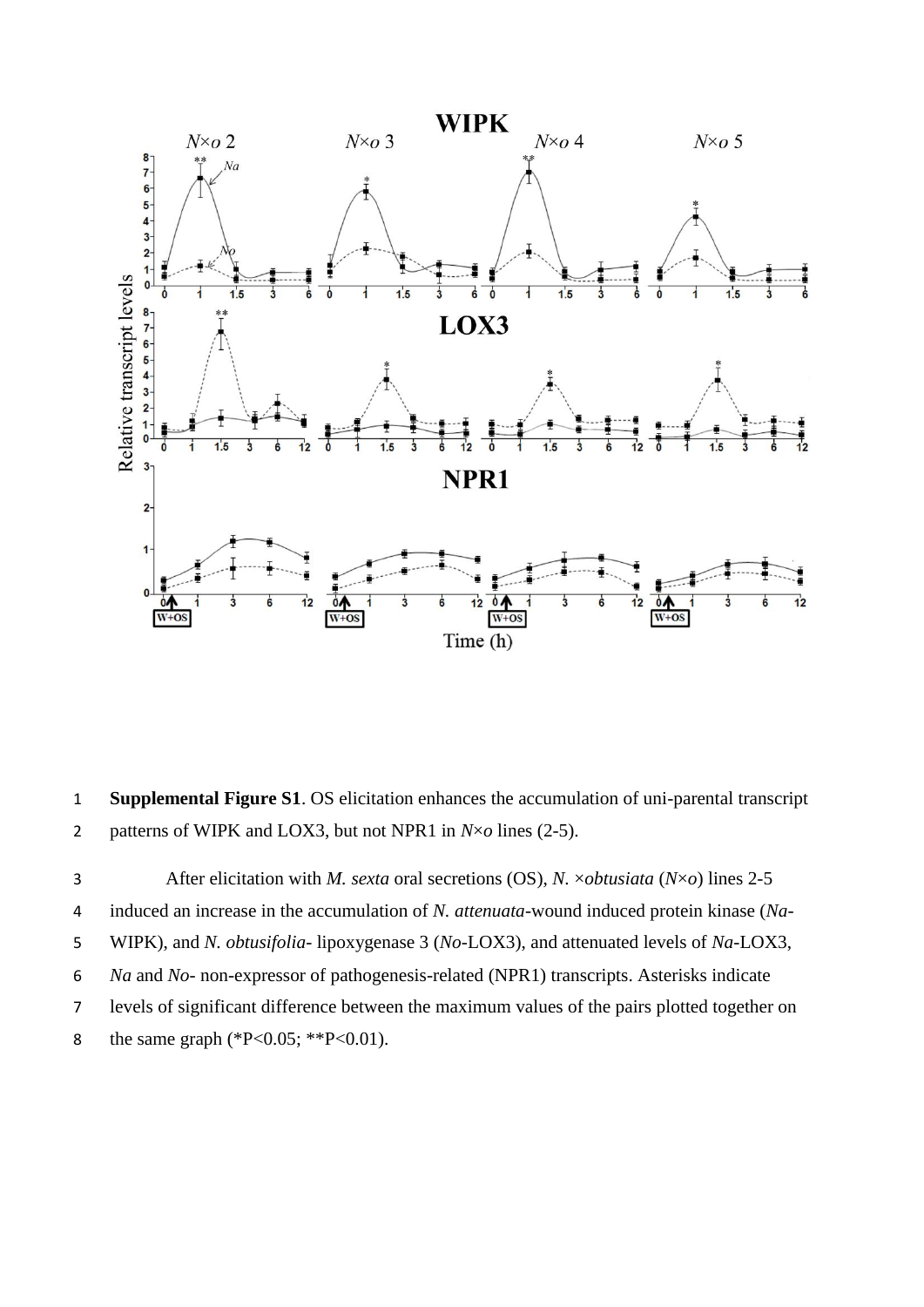**Supplemental Figure S1**. OS elicitation enhances the accumulation of uni-parental transcript patterns of WIPK and LOX3, but not NPR1 in *N*×*o* lines (2-5).

After elicitation with *M. sexta* oral secretions (OS), *N.* ×*obtusiata* (*N*×*o*) lines 2-5 induced an increase in the accumulation of *N. attenuata*-wound induced protein kinase (*Na*-WIPK), and *N. obtusifolia*- lipoxygenase 3 (*No*-LOX3), and attenuated levels of *Na*-LOX3, *Na* and *No*- non-expressor of pathogenesis-related (NPR1) transcripts. Asterisks indicate levels of significant difference between the maximum values of the pairs plotted together on the same graph (*P<0.05; **P<0.01).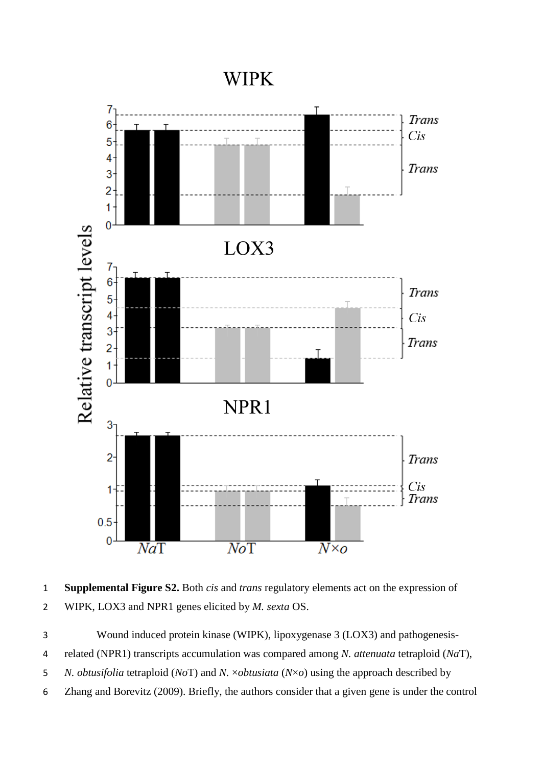**Supplemental Figure S2.** Both *cis* and *trans* regulatory elements act on the expression of WIPK, LOX3 and NPR1 genes elicited by *M. sexta* OS.

Wound induced protein kinase (WIPK), lipoxygenase 3 (LOX3) and pathogenesis-related (NPR1) transcripts accumulation was compared among *N. attenuata* tetraploid (*Na*T), *N. obtusifolia* tetraploid (*No*T) and *N.* ×*obtusiata* (*N*×*o*) using the approach described by Zhang and Borevitz (2009). Briefly, the authors consider that a given gene is under the control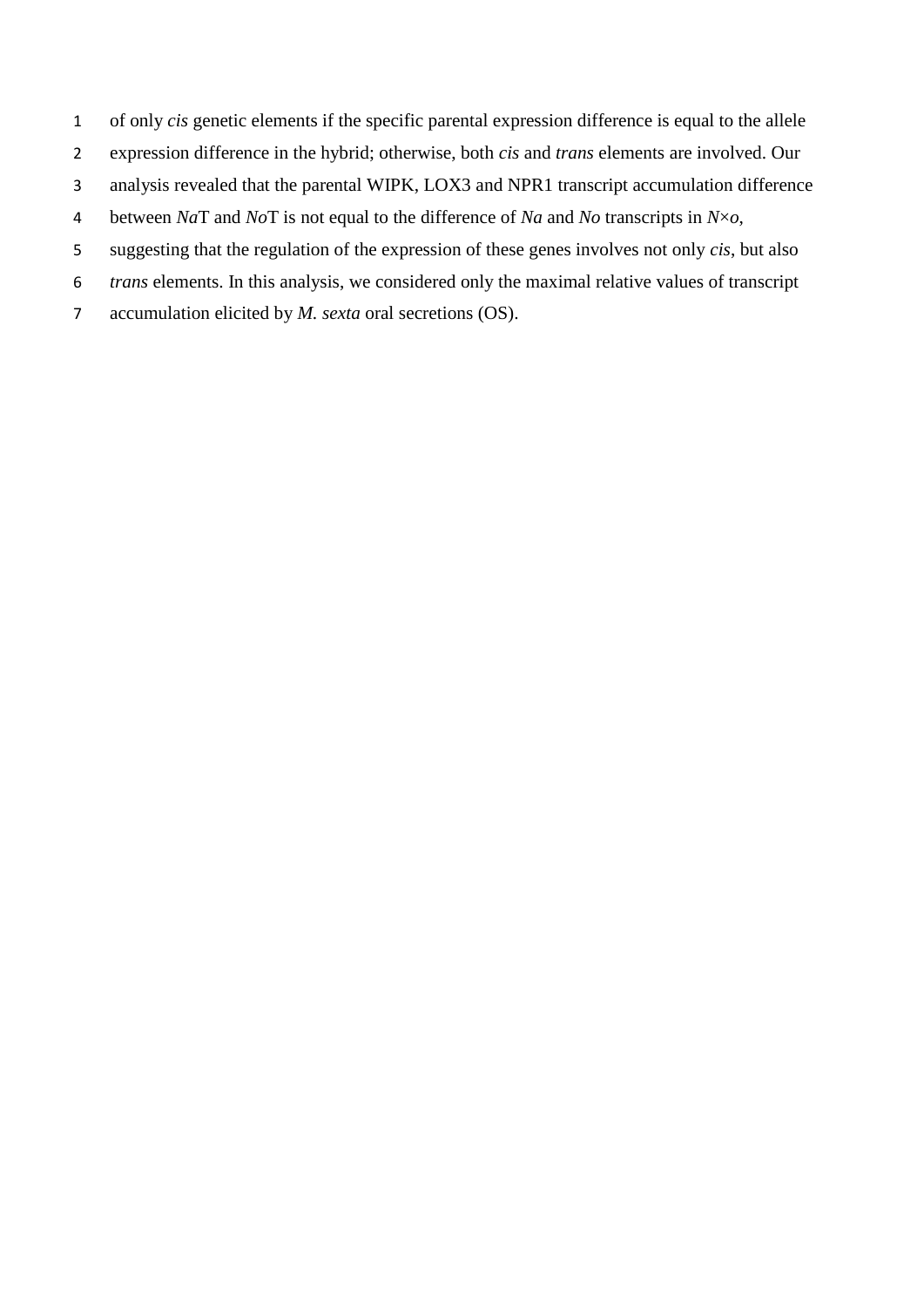of only *cis* genetic elements if the specific parental expression difference is equal to the allele expression difference in the hybrid; otherwise, both *cis* and *trans* elements are involved. Our analysis revealed that the parental WIPK, LOX3 and NPR1 transcript accumulation difference between *Na*T and *No*T is not equal to the difference of *Na* and *No* transcripts in *N*×*o*, suggesting that the regulation of the expression of these genes involves not only *cis*, but also *trans* elements. In this analysis, we considered only the maximal relative values of transcript accumulation elicited by *M. sexta* oral secretions (OS).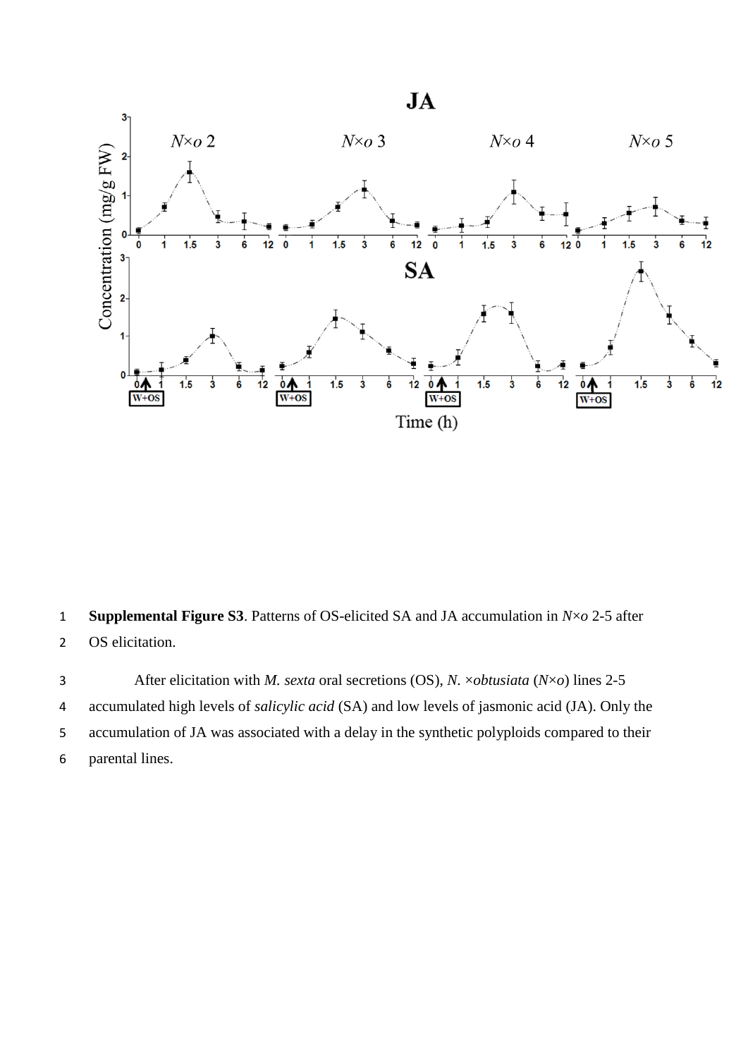**Supplemental Figure S3**. Patterns of OS-elicited SA and JA accumulation in *N×o* 2-5 after OS elicitation.

After elicitation with *M. sexta* oral secretions (OS), *N. ×obtusiata* (*N×o*) lines 2-5 accumulated high levels of *salicylic acid* (SA) and low levels of jasmonic acid (JA). Only the accumulation of JA was associated with a delay in the synthetic polyploids compared to their parental lines.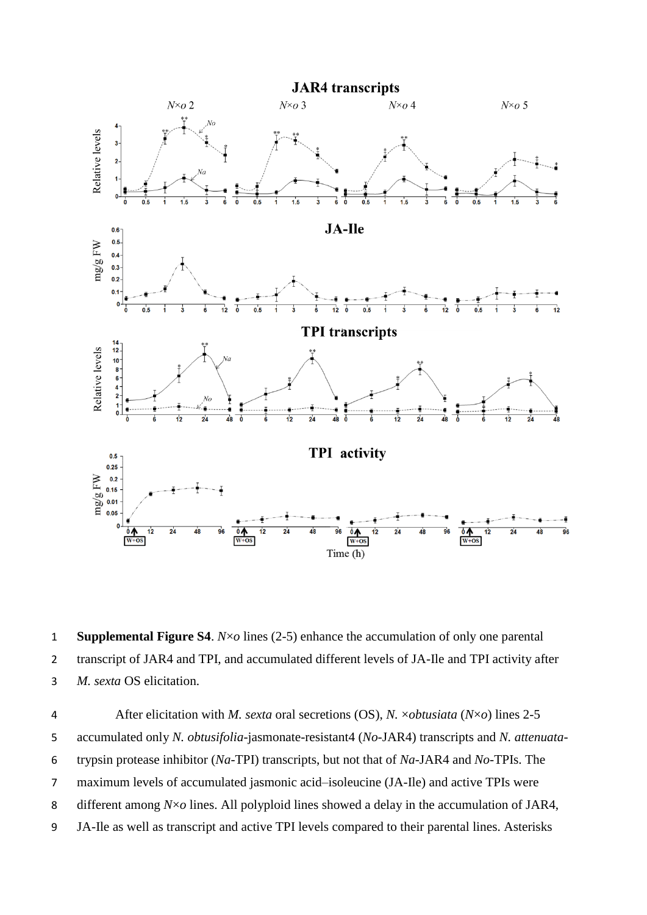**Supplemental Figure S4**. *N*×*o* lines (2-5) enhance the accumulation of only one parental transcript of JAR4 and TPI, and accumulated different levels of JA-Ile and TPI activity after *M. sexta* OS elicitation.

After elicitation with *M. sexta* oral secretions (OS), *N.* ×*obtusiata* (*N*×*o*) lines 2-5 accumulated only *N. obtusifolia*-jasmonate-resistant4 (*No*-JAR4) transcripts and *N. attenuata*-trypsin protease inhibitor (*Na*-TPI) transcripts, but not that of *Na*-JAR4 and *No*-TPIs. The maximum levels of accumulated jasmonic acid–isoleucine (JA-Ile) and active TPIs were different among *N*×*o* lines. All polyploid lines showed a delay in the accumulation of JAR4, JA-Ile as well as transcript and active TPI levels compared to their parental lines. Asterisks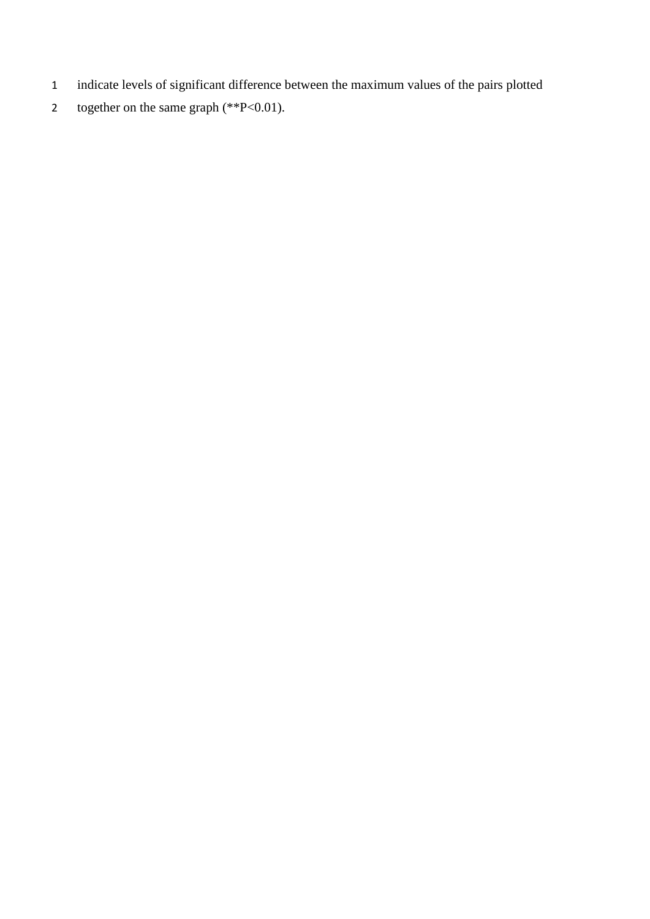indicate levels of significant difference between the maximum values of the pairs plotted together on the same graph (**P<0.01).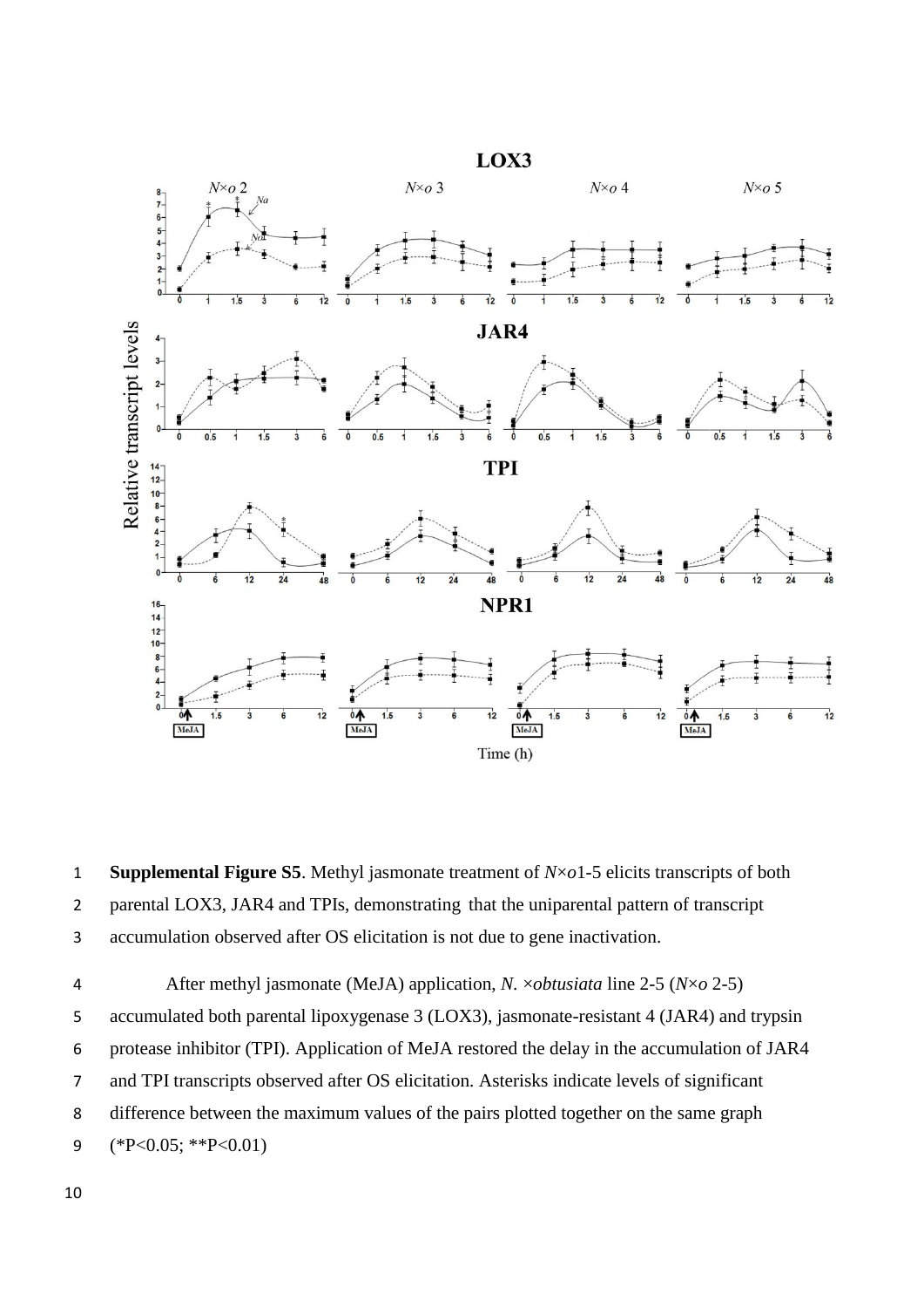**Supplemental Figure S5**. Methyl jasmonate treatment of *N*×*o*1-5 elicits transcripts of both parental LOX3, JAR4 and TPIs, demonstrating that the uniparental pattern of transcript accumulation observed after OS elicitation is not due to gene inactivation.

After methyl jasmonate (MeJA) application, *N.* ×*obtusiata* line 2-5 (*N*×*o* 2-5) accumulated both parental lipoxygenase 3 (LOX3), jasmonate-resistant 4 (JAR4) and trypsin protease inhibitor (TPI). Application of MeJA restored the delay in the accumulation of JAR4 and TPI transcripts observed after OS elicitation. Asterisks indicate levels of significant difference between the maximum values of the pairs plotted together on the same graph (*P<0.05; **P<0.01)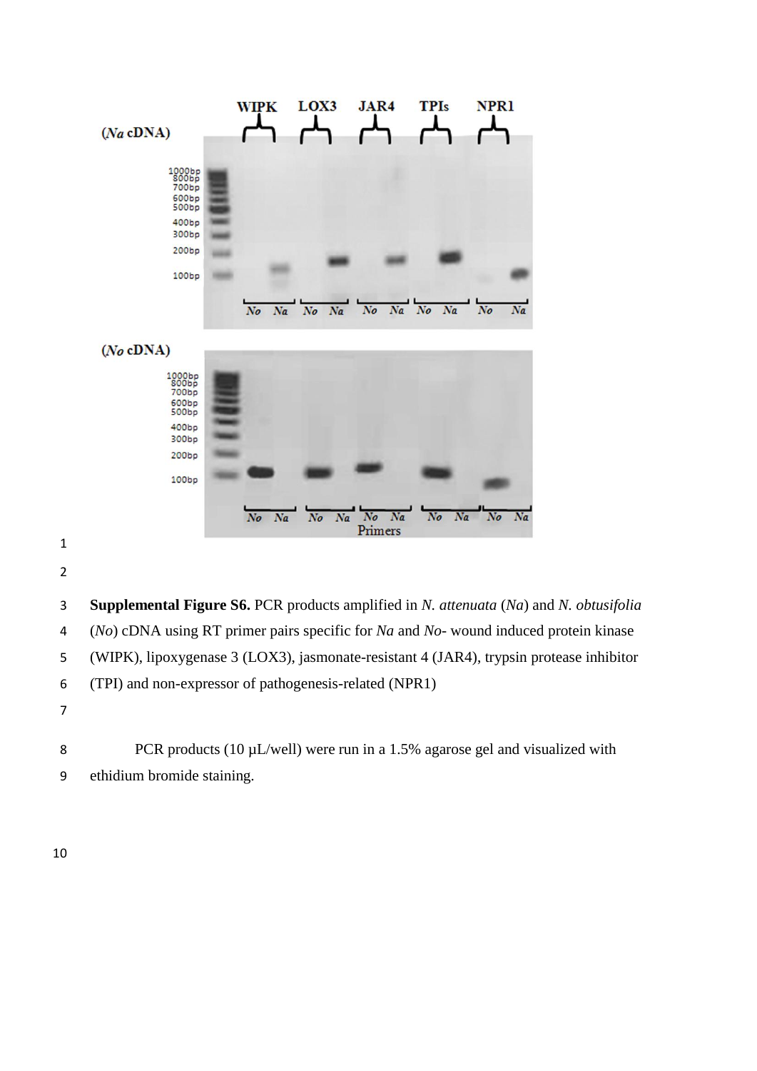WIPK LOX3 JAR4 TPIs NPR1

(*Na* cDNA)

1000bp
800bp
700bp
600bp
500bp
400bp
300bp
200bp
100bp

*No* *Na* *No* *Na* *No* *Na* *No* *Na* *No* *Na*

(*No* cDNA)

1000bp
800bp
700bp
600bp
500bp
400bp
300bp
200bp
100bp

*No* *Na* *No* *Na* *No* *Na* *No* *Na* *No* *Na*

Primers

**Supplemental Figure S6.** PCR products amplified in *N. attenuata* (*Na*) and *N. obtusifolia* (*No*) cDNA using RT primer pairs specific for *Na* and *No*- wound induced protein kinase (WIPK), lipoxygenase 3 (LOX3), jasmonate-resistant 4 (JAR4), trypsin protease inhibitor (TPI) and non-expressor of pathogenesis-related (NPR1)

PCR products (10 µL/well) were run in a 1.5% agarose gel and visualized with ethidium bromide staining.